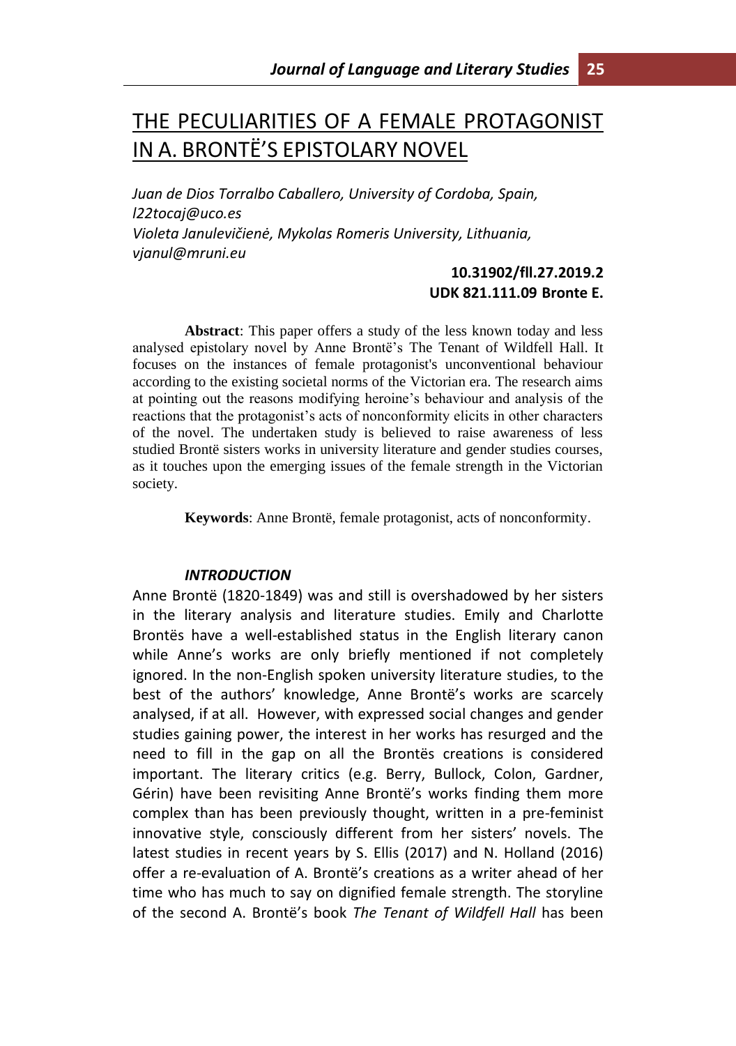# THE PECULIARITIES OF A FEMALE PROTAGONIST IN A. BRONTË'S EPISTOLARY NOVEL

*Juan de Dios Torralbo Caballero, University of Cordoba, Spain, l22tocaj@uco.es*
*Violeta Janulevičienė, Mykolas Romeris University, Lithuania, vjanul@mruni.eu*

**10.31902/fll.27.2019.2**
**UDK 821.111.09 Bronte E.**

**Abstract**: This paper offers a study of the less known today and less analysed epistolary novel by Anne Brontë's The Tenant of Wildfell Hall. It focuses on the instances of female protagonist's unconventional behaviour according to the existing societal norms of the Victorian era. The research aims at pointing out the reasons modifying heroine's behaviour and analysis of the reactions that the protagonist's acts of nonconformity elicits in other characters of the novel. The undertaken study is believed to raise awareness of less studied Brontë sisters works in university literature and gender studies courses, as it touches upon the emerging issues of the female strength in the Victorian society.

**Keywords**: Anne Brontë, female protagonist, acts of nonconformity.

## *INTRODUCTION*

Anne Brontë (1820-1849) was and still is overshadowed by her sisters in the literary analysis and literature studies. Emily and Charlotte Brontës have a well-established status in the English literary canon while Anne's works are only briefly mentioned if not completely ignored. In the non-English spoken university literature studies, to the best of the authors' knowledge, Anne Brontë's works are scarcely analysed, if at all. However, with expressed social changes and gender studies gaining power, the interest in her works has resurged and the need to fill in the gap on all the Brontës creations is considered important. The literary critics (e.g. Berry, Bullock, Colon, Gardner, Gérin) have been revisiting Anne Brontë's works finding them more complex than has been previously thought, written in a pre-feminist innovative style, consciously different from her sisters' novels. The latest studies in recent years by S. Ellis (2017) and N. Holland (2016) offer a re-evaluation of A. Brontë's creations as a writer ahead of her time who has much to say on dignified female strength. The storyline of the second A. Brontë's book *The Tenant of Wildfell Hall* has been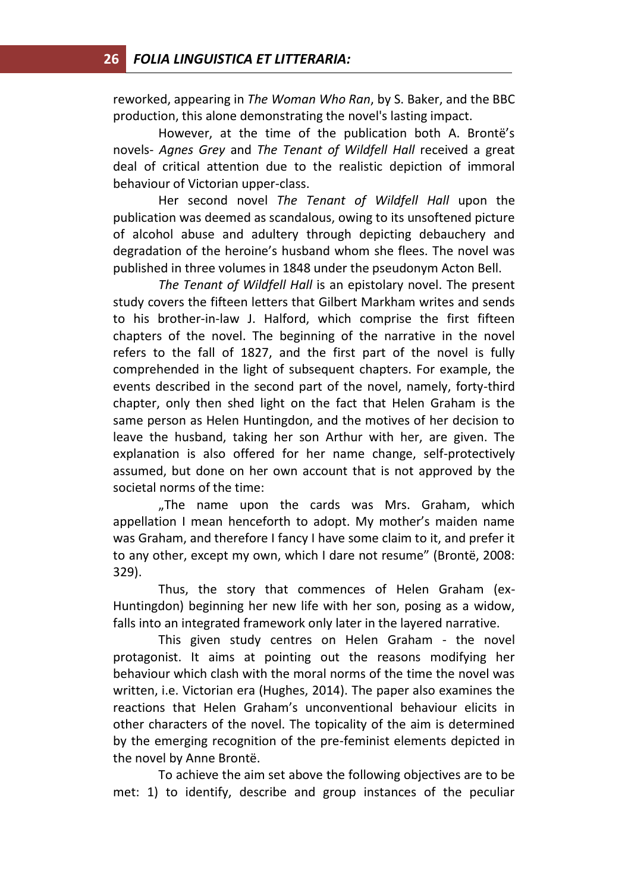reworked, appearing in *The Woman Who Ran*, by S. Baker, and the BBC production, this alone demonstrating the novel's lasting impact.

However, at the time of the publication both A. Brontë's novels- *Agnes Grey* and *The Tenant of Wildfell Hall* received a great deal of critical attention due to the realistic depiction of immoral behaviour of Victorian upper-class.

Her second novel *The Tenant of Wildfell Hall* upon the publication was deemed as scandalous, owing to its unsoftened picture of alcohol abuse and adultery through depicting debauchery and degradation of the heroine's husband whom she flees. The novel was published in three volumes in 1848 under the pseudonym Acton Bell.

*The Tenant of Wildfell Hall* is an epistolary novel. The present study covers the fifteen letters that Gilbert Markham writes and sends to his brother-in-law J. Halford, which comprise the first fifteen chapters of the novel. The beginning of the narrative in the novel refers to the fall of 1827, and the first part of the novel is fully comprehended in the light of subsequent chapters. For example, the events described in the second part of the novel, namely, forty-third chapter, only then shed light on the fact that Helen Graham is the same person as Helen Huntingdon, and the motives of her decision to leave the husband, taking her son Arthur with her, are given. The explanation is also offered for her name change, self-protectively assumed, but done on her own account that is not approved by the societal norms of the time:

„The name upon the cards was Mrs. Graham, which appellation I mean henceforth to adopt. My mother's maiden name was Graham, and therefore I fancy I have some claim to it, and prefer it to any other, except my own, which I dare not resume" (Brontë, 2008: 329).

Thus, the story that commences of Helen Graham (ex-Huntingdon) beginning her new life with her son, posing as a widow, falls into an integrated framework only later in the layered narrative.

This given study centres on Helen Graham - the novel protagonist. It aims at pointing out the reasons modifying her behaviour which clash with the moral norms of the time the novel was written, i.e. Victorian era (Hughes, 2014). The paper also examines the reactions that Helen Graham's unconventional behaviour elicits in other characters of the novel. The topicality of the aim is determined by the emerging recognition of the pre-feminist elements depicted in the novel by Anne Brontë.

To achieve the aim set above the following objectives are to be met: 1) to identify, describe and group instances of the peculiar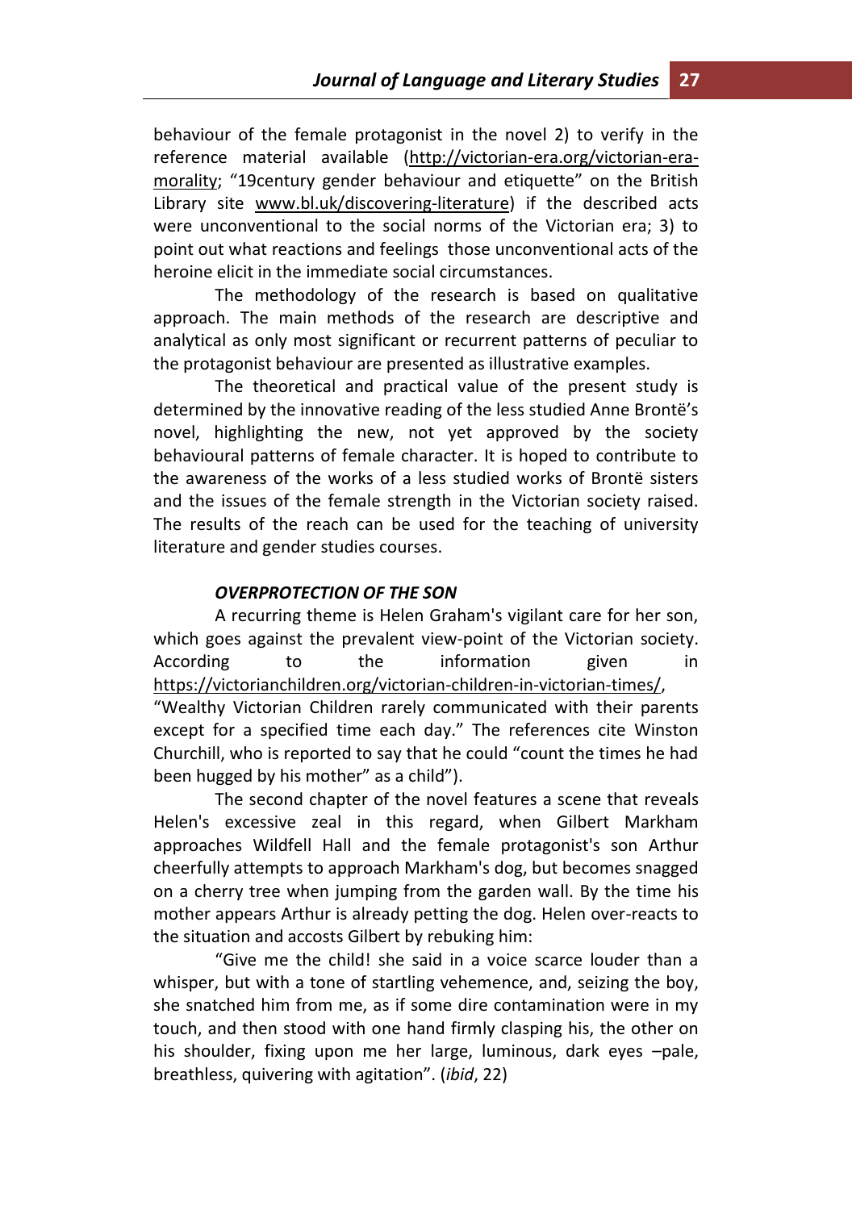behaviour of the female protagonist in the novel 2) to verify in the reference material available (http://victorian-era.org/victorian-era-morality; "19century gender behaviour and etiquette" on the British Library site www.bl.uk/discovering-literature) if the described acts were unconventional to the social norms of the Victorian era; 3) to point out what reactions and feelings those unconventional acts of the heroine elicit in the immediate social circumstances.

The methodology of the research is based on qualitative approach. The main methods of the research are descriptive and analytical as only most significant or recurrent patterns of peculiar to the protagonist behaviour are presented as illustrative examples.

The theoretical and practical value of the present study is determined by the innovative reading of the less studied Anne Brontë's novel, highlighting the new, not yet approved by the society behavioural patterns of female character. It is hoped to contribute to the awareness of the works of a less studied works of Brontë sisters and the issues of the female strength in the Victorian society raised. The results of the reach can be used for the teaching of university literature and gender studies courses.

### *OVERPROTECTION OF THE SON*

A recurring theme is Helen Graham's vigilant care for her son, which goes against the prevalent view-point of the Victorian society. According to the information given in https://victorianchildren.org/victorian-children-in-victorian-times/, "Wealthy Victorian Children rarely communicated with their parents except for a specified time each day." The references cite Winston Churchill, who is reported to say that he could "count the times he had been hugged by his mother" as a child").

The second chapter of the novel features a scene that reveals Helen's excessive zeal in this regard, when Gilbert Markham approaches Wildfell Hall and the female protagonist's son Arthur cheerfully attempts to approach Markham's dog, but becomes snagged on a cherry tree when jumping from the garden wall. By the time his mother appears Arthur is already petting the dog. Helen over-reacts to the situation and accosts Gilbert by rebuking him:

"Give me the child! she said in a voice scarce louder than a whisper, but with a tone of startling vehemence, and, seizing the boy, she snatched him from me, as if some dire contamination were in my touch, and then stood with one hand firmly clasping his, the other on his shoulder, fixing upon me her large, luminous, dark eyes –pale, breathless, quivering with agitation". (*ibid*, 22)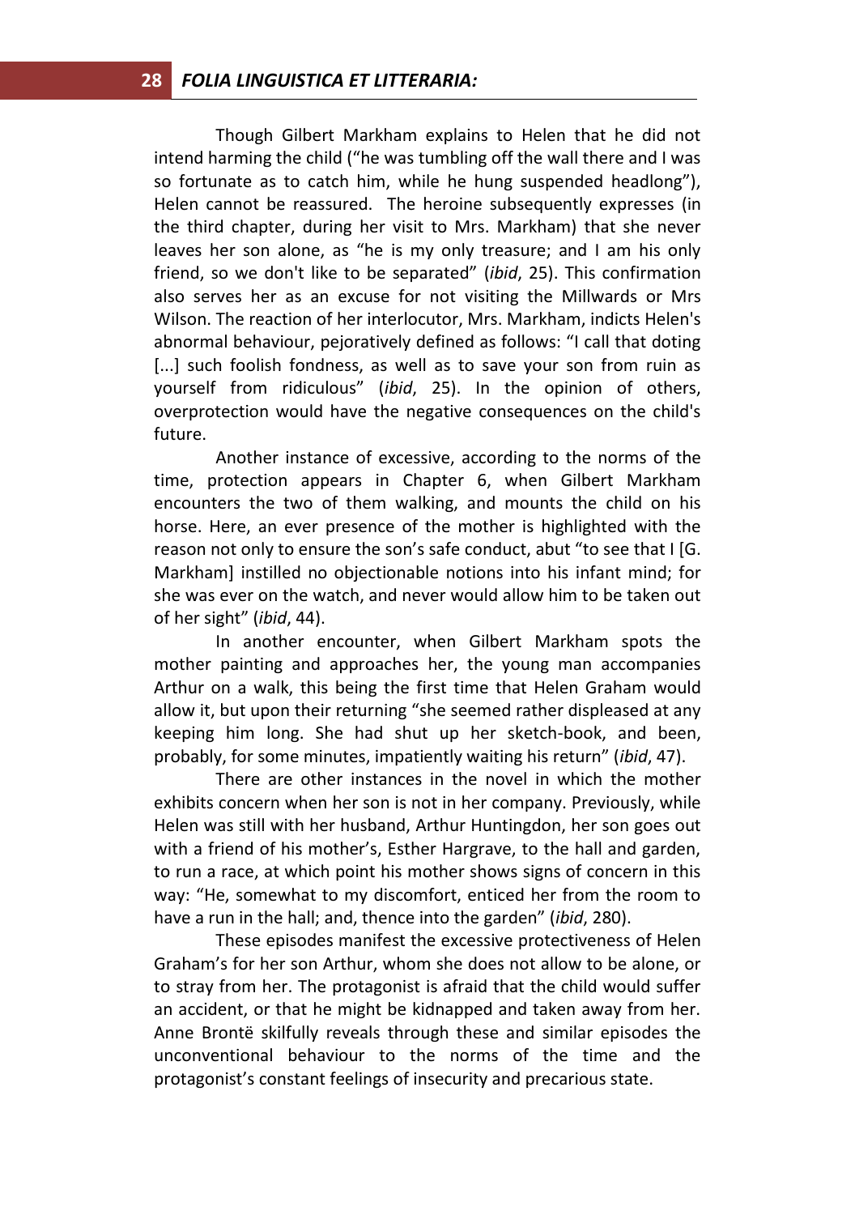Though Gilbert Markham explains to Helen that he did not intend harming the child ("he was tumbling off the wall there and I was so fortunate as to catch him, while he hung suspended headlong"), Helen cannot be reassured. The heroine subsequently expresses (in the third chapter, during her visit to Mrs. Markham) that she never leaves her son alone, as "he is my only treasure; and I am his only friend, so we don't like to be separated" (*ibid*, 25). This confirmation also serves her as an excuse for not visiting the Millwards or Mrs Wilson. The reaction of her interlocutor, Mrs. Markham, indicts Helen's abnormal behaviour, pejoratively defined as follows: "I call that doting [...] such foolish fondness, as well as to save your son from ruin as yourself from ridiculous" (*ibid*, 25). In the opinion of others, overprotection would have the negative consequences on the child's future.

Another instance of excessive, according to the norms of the time, protection appears in Chapter 6, when Gilbert Markham encounters the two of them walking, and mounts the child on his horse. Here, an ever presence of the mother is highlighted with the reason not only to ensure the son's safe conduct, abut "to see that I [G. Markham] instilled no objectionable notions into his infant mind; for she was ever on the watch, and never would allow him to be taken out of her sight" (*ibid*, 44).

In another encounter, when Gilbert Markham spots the mother painting and approaches her, the young man accompanies Arthur on a walk, this being the first time that Helen Graham would allow it, but upon their returning "she seemed rather displeased at any keeping him long. She had shut up her sketch-book, and been, probably, for some minutes, impatiently waiting his return" (*ibid*, 47).

There are other instances in the novel in which the mother exhibits concern when her son is not in her company. Previously, while Helen was still with her husband, Arthur Huntingdon, her son goes out with a friend of his mother's, Esther Hargrave, to the hall and garden, to run a race, at which point his mother shows signs of concern in this way: "He, somewhat to my discomfort, enticed her from the room to have a run in the hall; and, thence into the garden" (*ibid*, 280).

These episodes manifest the excessive protectiveness of Helen Graham's for her son Arthur, whom she does not allow to be alone, or to stray from her. The protagonist is afraid that the child would suffer an accident, or that he might be kidnapped and taken away from her. Anne Brontë skilfully reveals through these and similar episodes the unconventional behaviour to the norms of the time and the protagonist's constant feelings of insecurity and precarious state.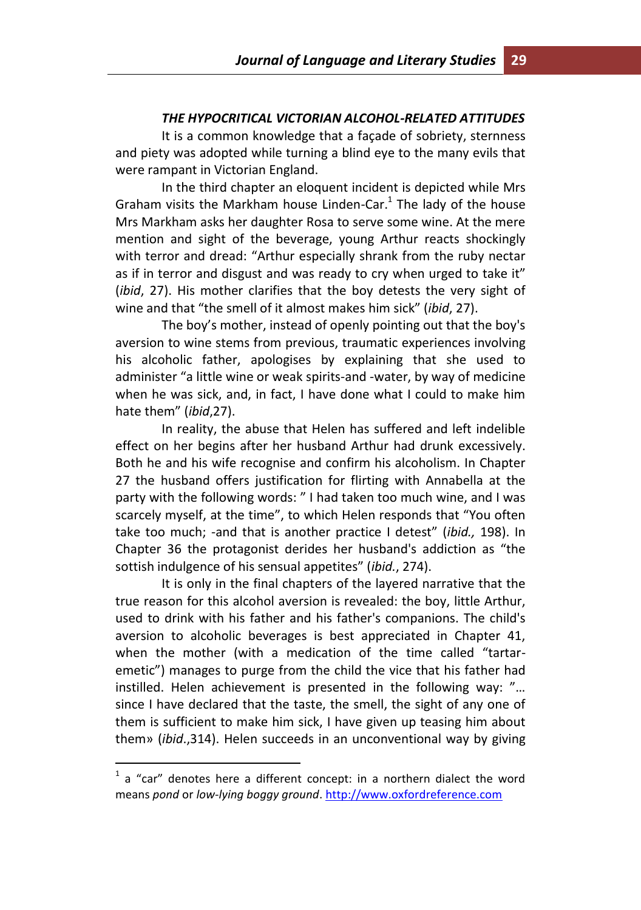### *THE HYPOCRITICAL VICTORIAN ALCOHOL-RELATED ATTITUDES*

It is a common knowledge that a façade of sobriety, sternness and piety was adopted while turning a blind eye to the many evils that were rampant in Victorian England.

In the third chapter an eloquent incident is depicted while Mrs Graham visits the Markham house Linden-Car.[1] The lady of the house Mrs Markham asks her daughter Rosa to serve some wine. At the mere mention and sight of the beverage, young Arthur reacts shockingly with terror and dread: "Arthur especially shrank from the ruby nectar as if in terror and disgust and was ready to cry when urged to take it" (*ibid*, 27). His mother clarifies that the boy detests the very sight of wine and that "the smell of it almost makes him sick" (*ibid*, 27).

The boy's mother, instead of openly pointing out that the boy's aversion to wine stems from previous, traumatic experiences involving his alcoholic father, apologises by explaining that she used to administer "a little wine or weak spirits-and -water, by way of medicine when he was sick, and, in fact, I have done what I could to make him hate them" (*ibid*,27).

In reality, the abuse that Helen has suffered and left indelible effect on her begins after her husband Arthur had drunk excessively. Both he and his wife recognise and confirm his alcoholism. In Chapter 27 the husband offers justification for flirting with Annabella at the party with the following words: " I had taken too much wine, and I was scarcely myself, at the time", to which Helen responds that "You often take too much; -and that is another practice I detest" (*ibid.,* 198). In Chapter 36 the protagonist derides her husband's addiction as "the sottish indulgence of his sensual appetites" (*ibid.*, 274).

It is only in the final chapters of the layered narrative that the true reason for this alcohol aversion is revealed: the boy, little Arthur, used to drink with his father and his father's companions. The child's aversion to alcoholic beverages is best appreciated in Chapter 41, when the mother (with a medication of the time called "tartar-emetic") manages to purge from the child the vice that his father had instilled. Helen achievement is presented in the following way: "… since I have declared that the taste, the smell, the sight of any one of them is sufficient to make him sick, I have given up teasing him about them» (*ibid*.,314). Helen succeeds in an unconventional way by giving

---

[1] a "car" denotes here a different concept: in a northern dialect the word means *pond* or *low-lying boggy ground*. http://www.oxfordreference.com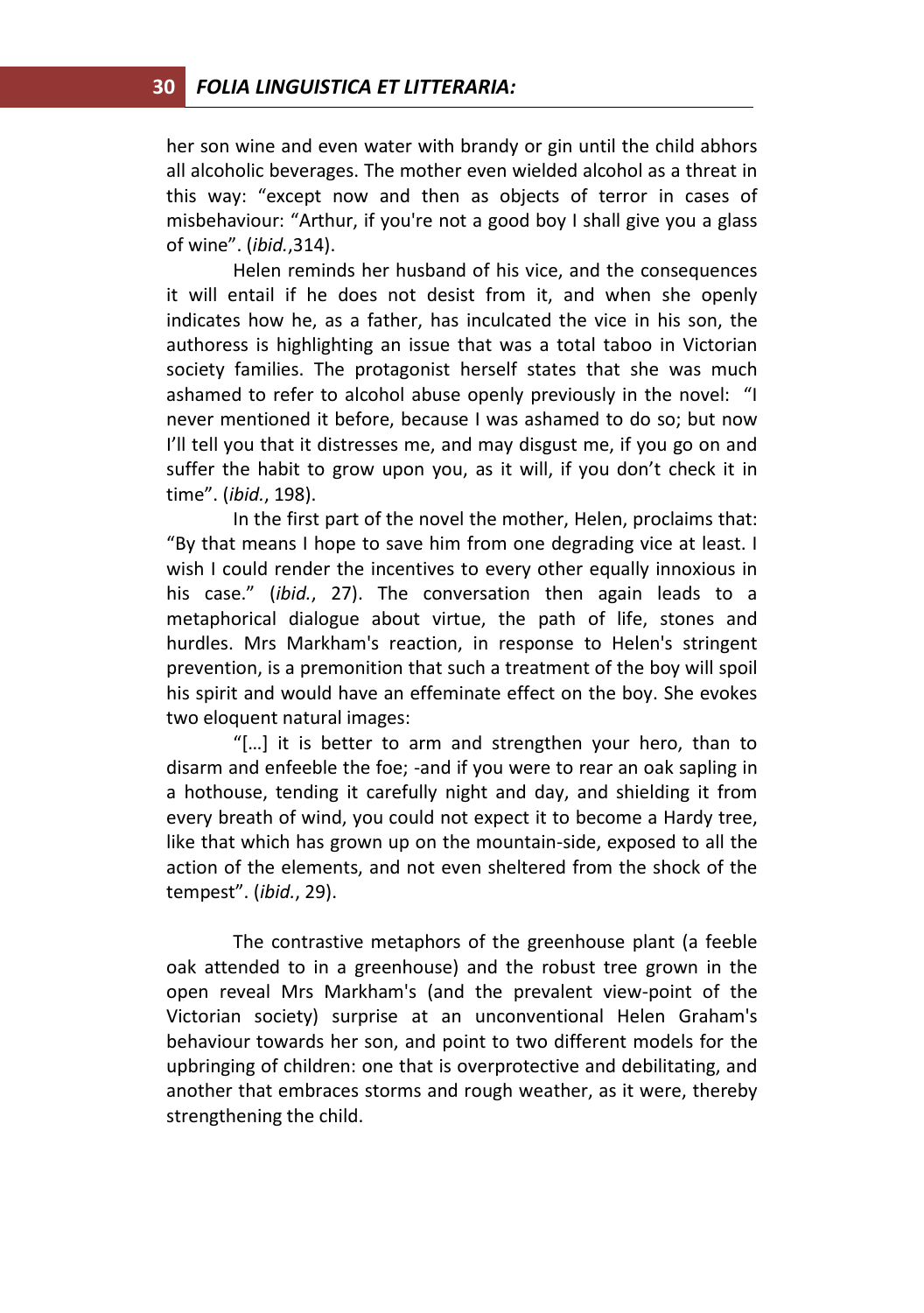her son wine and even water with brandy or gin until the child abhors all alcoholic beverages. The mother even wielded alcohol as a threat in this way: "except now and then as objects of terror in cases of misbehaviour: "Arthur, if you're not a good boy I shall give you a glass of wine". (*ibid.*,314).

Helen reminds her husband of his vice, and the consequences it will entail if he does not desist from it, and when she openly indicates how he, as a father, has inculcated the vice in his son, the authoress is highlighting an issue that was a total taboo in Victorian society families. The protagonist herself states that she was much ashamed to refer to alcohol abuse openly previously in the novel: "I never mentioned it before, because I was ashamed to do so; but now I'll tell you that it distresses me, and may disgust me, if you go on and suffer the habit to grow upon you, as it will, if you don't check it in time". (*ibid.*, 198).

In the first part of the novel the mother, Helen, proclaims that: "By that means I hope to save him from one degrading vice at least. I wish I could render the incentives to every other equally innoxious in his case." (*ibid.*, 27). The conversation then again leads to a metaphorical dialogue about virtue, the path of life, stones and hurdles. Mrs Markham's reaction, in response to Helen's stringent prevention, is a premonition that such a treatment of the boy will spoil his spirit and would have an effeminate effect on the boy. She evokes two eloquent natural images:

"[…] it is better to arm and strengthen your hero, than to disarm and enfeeble the foe; -and if you were to rear an oak sapling in a hothouse, tending it carefully night and day, and shielding it from every breath of wind, you could not expect it to become a Hardy tree, like that which has grown up on the mountain-side, exposed to all the action of the elements, and not even sheltered from the shock of the tempest". (*ibid.*, 29).

The contrastive metaphors of the greenhouse plant (a feeble oak attended to in a greenhouse) and the robust tree grown in the open reveal Mrs Markham's (and the prevalent view-point of the Victorian society) surprise at an unconventional Helen Graham's behaviour towards her son, and point to two different models for the upbringing of children: one that is overprotective and debilitating, and another that embraces storms and rough weather, as it were, thereby strengthening the child.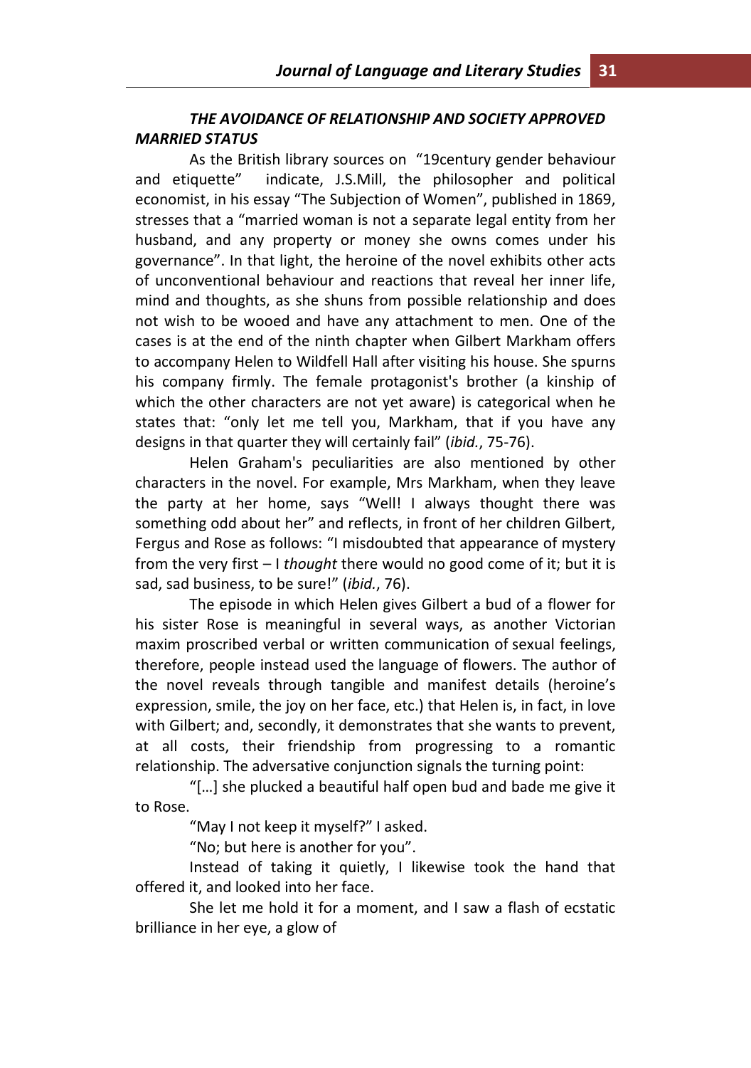### *THE AVOIDANCE OF RELATIONSHIP AND SOCIETY APPROVED MARRIED STATUS*

As the British library sources on "19century gender behaviour and etiquette" indicate, J.S.Mill, the philosopher and political economist, in his essay "The Subjection of Women", published in 1869, stresses that a "married woman is not a separate legal entity from her husband, and any property or money she owns comes under his governance". In that light, the heroine of the novel exhibits other acts of unconventional behaviour and reactions that reveal her inner life, mind and thoughts, as she shuns from possible relationship and does not wish to be wooed and have any attachment to men. One of the cases is at the end of the ninth chapter when Gilbert Markham offers to accompany Helen to Wildfell Hall after visiting his house. She spurns his company firmly. The female protagonist's brother (a kinship of which the other characters are not yet aware) is categorical when he states that: "only let me tell you, Markham, that if you have any designs in that quarter they will certainly fail" (*ibid.*, 75-76).

Helen Graham's peculiarities are also mentioned by other characters in the novel. For example, Mrs Markham, when they leave the party at her home, says "Well! I always thought there was something odd about her" and reflects, in front of her children Gilbert, Fergus and Rose as follows: "I misdoubted that appearance of mystery from the very first – I *thought* there would no good come of it; but it is sad, sad business, to be sure!" (*ibid.*, 76).

The episode in which Helen gives Gilbert a bud of a flower for his sister Rose is meaningful in several ways, as another Victorian maxim proscribed verbal or written communication of sexual feelings, therefore, people instead used the language of flowers. The author of the novel reveals through tangible and manifest details (heroine's expression, smile, the joy on her face, etc.) that Helen is, in fact, in love with Gilbert; and, secondly, it demonstrates that she wants to prevent, at all costs, their friendship from progressing to a romantic relationship. The adversative conjunction signals the turning point:

"[…] she plucked a beautiful half open bud and bade me give it to Rose.

"May I not keep it myself?" I asked.

"No; but here is another for you".

Instead of taking it quietly, I likewise took the hand that offered it, and looked into her face.

She let me hold it for a moment, and I saw a flash of ecstatic brilliance in her eye, a glow of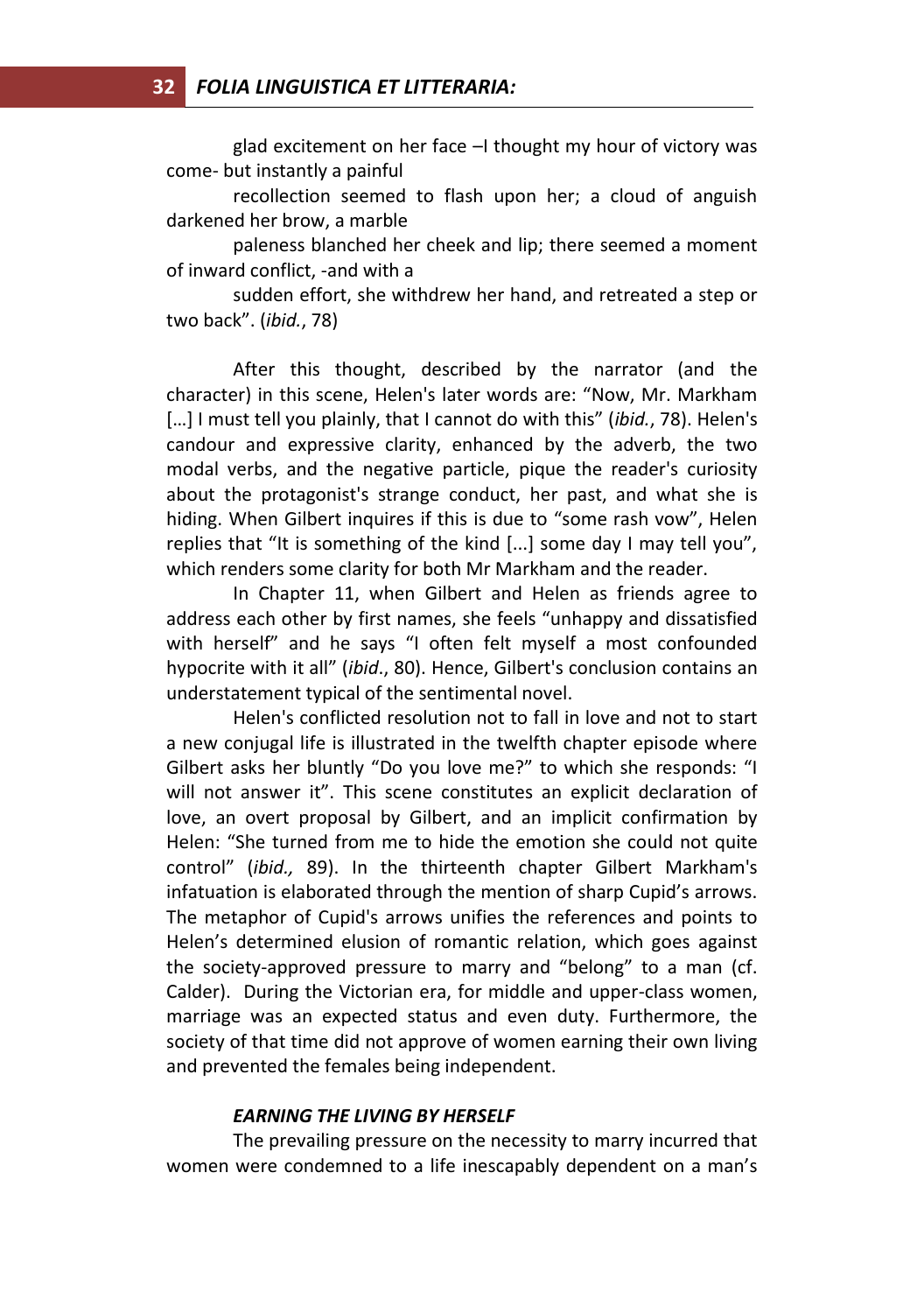glad excitement on her face –I thought my hour of victory was come- but instantly a painful recollection seemed to flash upon her; a cloud of anguish darkened her brow, a marble paleness blanched her cheek and lip; there seemed a moment of inward conflict, -and with a sudden effort, she withdrew her hand, and retreated a step or two back". (*ibid.*, 78)

After this thought, described by the narrator (and the character) in this scene, Helen's later words are: "Now, Mr. Markham […] I must tell you plainly, that I cannot do with this" (*ibid.*, 78). Helen's candour and expressive clarity, enhanced by the adverb, the two modal verbs, and the negative particle, pique the reader's curiosity about the protagonist's strange conduct, her past, and what she is hiding. When Gilbert inquires if this is due to "some rash vow", Helen replies that "It is something of the kind [...] some day I may tell you", which renders some clarity for both Mr Markham and the reader.

In Chapter 11, when Gilbert and Helen as friends agree to address each other by first names, she feels "unhappy and dissatisfied with herself" and he says "I often felt myself a most confounded hypocrite with it all" (*ibid*., 80). Hence, Gilbert's conclusion contains an understatement typical of the sentimental novel.

Helen's conflicted resolution not to fall in love and not to start a new conjugal life is illustrated in the twelfth chapter episode where Gilbert asks her bluntly "Do you love me?" to which she responds: "I will not answer it". This scene constitutes an explicit declaration of love, an overt proposal by Gilbert, and an implicit confirmation by Helen: "She turned from me to hide the emotion she could not quite control" (*ibid.,* 89). In the thirteenth chapter Gilbert Markham's infatuation is elaborated through the mention of sharp Cupid's arrows. The metaphor of Cupid's arrows unifies the references and points to Helen's determined elusion of romantic relation, which goes against the society-approved pressure to marry and "belong" to a man (cf. Calder). During the Victorian era, for middle and upper-class women, marriage was an expected status and even duty. Furthermore, the society of that time did not approve of women earning their own living and prevented the females being independent.

### *EARNING THE LIVING BY HERSELF*

The prevailing pressure on the necessity to marry incurred that women were condemned to a life inescapably dependent on a man's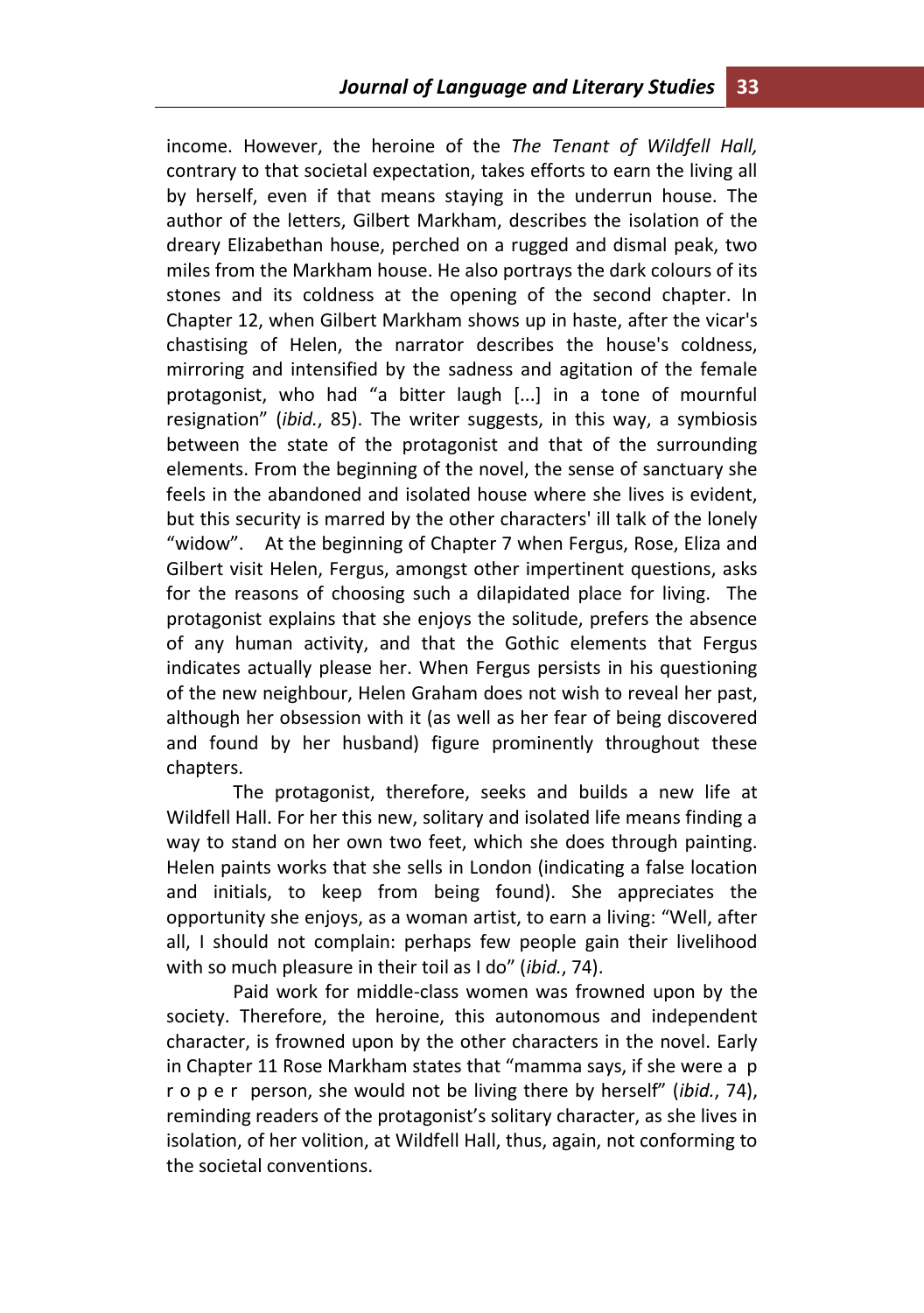income. However, the heroine of the *The Tenant of Wildfell Hall,* contrary to that societal expectation, takes efforts to earn the living all by herself, even if that means staying in the underrun house. The author of the letters, Gilbert Markham, describes the isolation of the dreary Elizabethan house, perched on a rugged and dismal peak, two miles from the Markham house. He also portrays the dark colours of its stones and its coldness at the opening of the second chapter. In Chapter 12, when Gilbert Markham shows up in haste, after the vicar's chastising of Helen, the narrator describes the house's coldness, mirroring and intensified by the sadness and agitation of the female protagonist, who had "a bitter laugh [...] in a tone of mournful resignation" (*ibid.*, 85). The writer suggests, in this way, a symbiosis between the state of the protagonist and that of the surrounding elements. From the beginning of the novel, the sense of sanctuary she feels in the abandoned and isolated house where she lives is evident, but this security is marred by the other characters' ill talk of the lonely "widow". At the beginning of Chapter 7 when Fergus, Rose, Eliza and Gilbert visit Helen, Fergus, amongst other impertinent questions, asks for the reasons of choosing such a dilapidated place for living. The protagonist explains that she enjoys the solitude, prefers the absence of any human activity, and that the Gothic elements that Fergus indicates actually please her. When Fergus persists in his questioning of the new neighbour, Helen Graham does not wish to reveal her past, although her obsession with it (as well as her fear of being discovered and found by her husband) figure prominently throughout these chapters.

The protagonist, therefore, seeks and builds a new life at Wildfell Hall. For her this new, solitary and isolated life means finding a way to stand on her own two feet, which she does through painting. Helen paints works that she sells in London (indicating a false location and initials, to keep from being found). She appreciates the opportunity she enjoys, as a woman artist, to earn a living: "Well, after all, I should not complain: perhaps few people gain their livelihood with so much pleasure in their toil as I do" (*ibid.*, 74).

Paid work for middle-class women was frowned upon by the society. Therefore, the heroine, this autonomous and independent character, is frowned upon by the other characters in the novel. Early in Chapter 11 Rose Markham states that "mamma says, if she were a p r o p e r person, she would not be living there by herself" (*ibid.*, 74), reminding readers of the protagonist's solitary character, as she lives in isolation, of her volition, at Wildfell Hall, thus, again, not conforming to the societal conventions.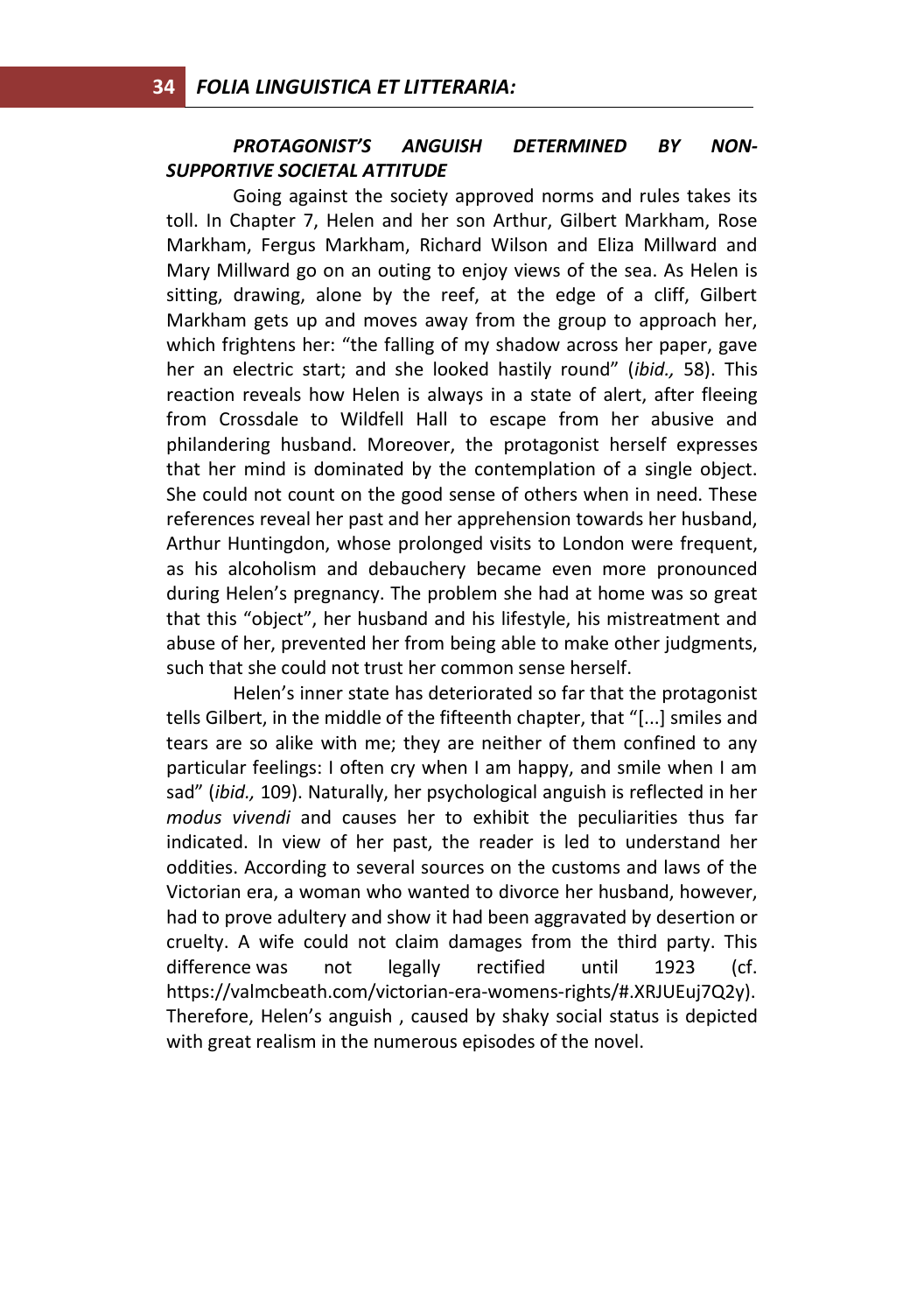### *PROTAGONIST'S ANGUISH DETERMINED BY NON-SUPPORTIVE SOCIETAL ATTITUDE*

Going against the society approved norms and rules takes its toll. In Chapter 7, Helen and her son Arthur, Gilbert Markham, Rose Markham, Fergus Markham, Richard Wilson and Eliza Millward and Mary Millward go on an outing to enjoy views of the sea. As Helen is sitting, drawing, alone by the reef, at the edge of a cliff, Gilbert Markham gets up and moves away from the group to approach her, which frightens her: "the falling of my shadow across her paper, gave her an electric start; and she looked hastily round" (*ibid.,* 58). This reaction reveals how Helen is always in a state of alert, after fleeing from Crossdale to Wildfell Hall to escape from her abusive and philandering husband. Moreover, the protagonist herself expresses that her mind is dominated by the contemplation of a single object. She could not count on the good sense of others when in need. These references reveal her past and her apprehension towards her husband, Arthur Huntingdon, whose prolonged visits to London were frequent, as his alcoholism and debauchery became even more pronounced during Helen's pregnancy. The problem she had at home was so great that this "object", her husband and his lifestyle, his mistreatment and abuse of her, prevented her from being able to make other judgments, such that she could not trust her common sense herself.

Helen's inner state has deteriorated so far that the protagonist tells Gilbert, in the middle of the fifteenth chapter, that "[...] smiles and tears are so alike with me; they are neither of them confined to any particular feelings: I often cry when I am happy, and smile when I am sad" (*ibid.,* 109). Naturally, her psychological anguish is reflected in her *modus vivendi* and causes her to exhibit the peculiarities thus far indicated. In view of her past, the reader is led to understand her oddities. According to several sources on the customs and laws of the Victorian era, a woman who wanted to divorce her husband, however, had to prove adultery and show it had been aggravated by desertion or cruelty. A wife could not claim damages from the third party. This difference was not legally rectified until 1923 (cf. https://valmcbeath.com/victorian-era-womens-rights/#.XRJUEuj7Q2y). Therefore, Helen's anguish , caused by shaky social status is depicted with great realism in the numerous episodes of the novel.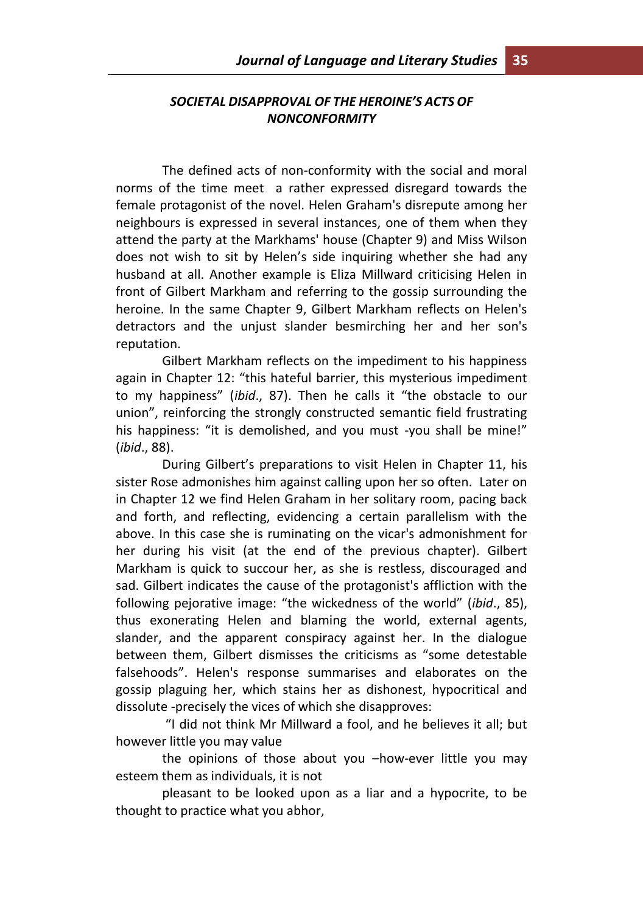## *SOCIETAL DISAPPROVAL OF THE HEROINE'S ACTS OF NONCONFORMITY*

The defined acts of non-conformity with the social and moral norms of the time meet a rather expressed disregard towards the female protagonist of the novel. Helen Graham's disrepute among her neighbours is expressed in several instances, one of them when they attend the party at the Markhams' house (Chapter 9) and Miss Wilson does not wish to sit by Helen's side inquiring whether she had any husband at all. Another example is Eliza Millward criticising Helen in front of Gilbert Markham and referring to the gossip surrounding the heroine. In the same Chapter 9, Gilbert Markham reflects on Helen's detractors and the unjust slander besmirching her and her son's reputation.

Gilbert Markham reflects on the impediment to his happiness again in Chapter 12: "this hateful barrier, this mysterious impediment to my happiness" (*ibid*., 87). Then he calls it "the obstacle to our union", reinforcing the strongly constructed semantic field frustrating his happiness: "it is demolished, and you must -you shall be mine!" (*ibid*., 88).

During Gilbert's preparations to visit Helen in Chapter 11, his sister Rose admonishes him against calling upon her so often. Later on in Chapter 12 we find Helen Graham in her solitary room, pacing back and forth, and reflecting, evidencing a certain parallelism with the above. In this case she is ruminating on the vicar's admonishment for her during his visit (at the end of the previous chapter). Gilbert Markham is quick to succour her, as she is restless, discouraged and sad. Gilbert indicates the cause of the protagonist's affliction with the following pejorative image: "the wickedness of the world" (*ibid*., 85), thus exonerating Helen and blaming the world, external agents, slander, and the apparent conspiracy against her. In the dialogue between them, Gilbert dismisses the criticisms as "some detestable falsehoods". Helen's response summarises and elaborates on the gossip plaguing her, which stains her as dishonest, hypocritical and dissolute -precisely the vices of which she disapproves:

> "I did not think Mr Millward a fool, and he believes it all; but however little you may value the opinions of those about you –how-ever little you may esteem them as individuals, it is not pleasant to be looked upon as a liar and a hypocrite, to be thought to practice what you abhor,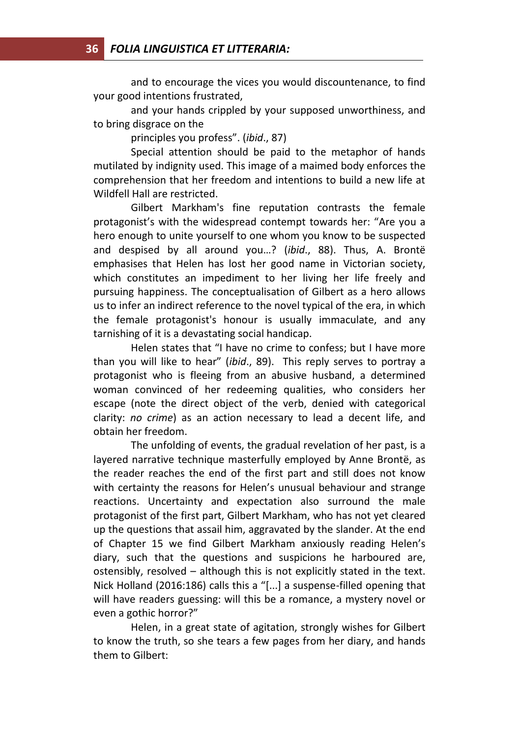and to encourage the vices you would discountenance, to find your good intentions frustrated,

and your hands crippled by your supposed unworthiness, and to bring disgrace on the

principles you profess". (*ibid*., 87)

Special attention should be paid to the metaphor of hands mutilated by indignity used. This image of a maimed body enforces the comprehension that her freedom and intentions to build a new life at Wildfell Hall are restricted.

Gilbert Markham's fine reputation contrasts the female protagonist's with the widespread contempt towards her: "Are you a hero enough to unite yourself to one whom you know to be suspected and despised by all around you…? (*ibid*., 88). Thus, A. Brontë emphasises that Helen has lost her good name in Victorian society, which constitutes an impediment to her living her life freely and pursuing happiness. The conceptualisation of Gilbert as a hero allows us to infer an indirect reference to the novel typical of the era, in which the female protagonist's honour is usually immaculate, and any tarnishing of it is a devastating social handicap.

Helen states that "I have no crime to confess; but I have more than you will like to hear" (*ibid*., 89). This reply serves to portray a protagonist who is fleeing from an abusive husband, a determined woman convinced of her redeeming qualities, who considers her escape (note the direct object of the verb, denied with categorical clarity: *no crime*) as an action necessary to lead a decent life, and obtain her freedom.

The unfolding of events, the gradual revelation of her past, is a layered narrative technique masterfully employed by Anne Brontë, as the reader reaches the end of the first part and still does not know with certainty the reasons for Helen's unusual behaviour and strange reactions. Uncertainty and expectation also surround the male protagonist of the first part, Gilbert Markham, who has not yet cleared up the questions that assail him, aggravated by the slander. At the end of Chapter 15 we find Gilbert Markham anxiously reading Helen's diary, such that the questions and suspicions he harboured are, ostensibly, resolved – although this is not explicitly stated in the text. Nick Holland (2016:186) calls this a "[...] a suspense-filled opening that will have readers guessing: will this be a romance, a mystery novel or even a gothic horror?"

Helen, in a great state of agitation, strongly wishes for Gilbert to know the truth, so she tears a few pages from her diary, and hands them to Gilbert: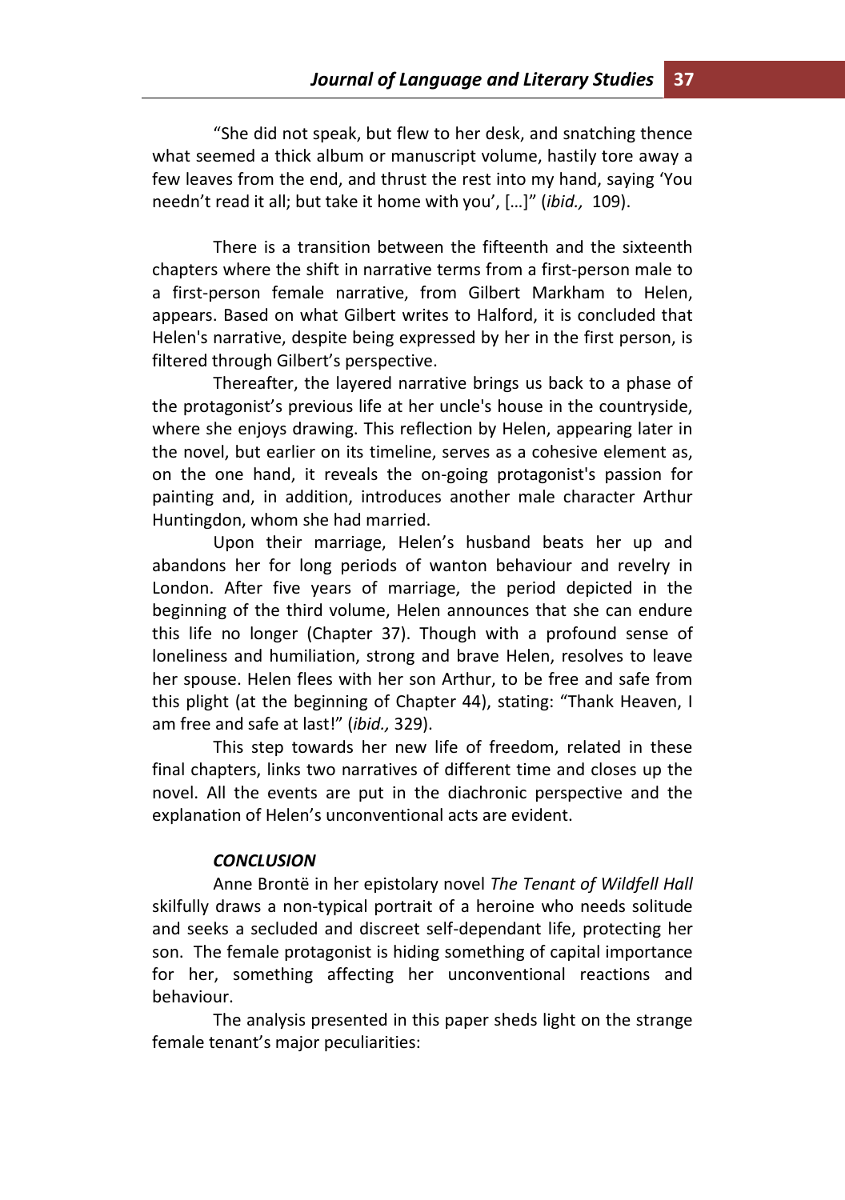"She did not speak, but flew to her desk, and snatching thence what seemed a thick album or manuscript volume, hastily tore away a few leaves from the end, and thrust the rest into my hand, saying 'You needn't read it all; but take it home with you', […]" (*ibid.,* 109).

There is a transition between the fifteenth and the sixteenth chapters where the shift in narrative terms from a first-person male to a first-person female narrative, from Gilbert Markham to Helen, appears. Based on what Gilbert writes to Halford, it is concluded that Helen's narrative, despite being expressed by her in the first person, is filtered through Gilbert's perspective.

Thereafter, the layered narrative brings us back to a phase of the protagonist's previous life at her uncle's house in the countryside, where she enjoys drawing. This reflection by Helen, appearing later in the novel, but earlier on its timeline, serves as a cohesive element as, on the one hand, it reveals the on-going protagonist's passion for painting and, in addition, introduces another male character Arthur Huntingdon, whom she had married.

Upon their marriage, Helen's husband beats her up and abandons her for long periods of wanton behaviour and revelry in London. After five years of marriage, the period depicted in the beginning of the third volume, Helen announces that she can endure this life no longer (Chapter 37). Though with a profound sense of loneliness and humiliation, strong and brave Helen, resolves to leave her spouse. Helen flees with her son Arthur, to be free and safe from this plight (at the beginning of Chapter 44), stating: "Thank Heaven, I am free and safe at last!" (*ibid.,* 329).

This step towards her new life of freedom, related in these final chapters, links two narratives of different time and closes up the novel. All the events are put in the diachronic perspective and the explanation of Helen's unconventional acts are evident.

### *CONCLUSION*

Anne Brontë in her epistolary novel *The Tenant of Wildfell Hall* skilfully draws a non-typical portrait of a heroine who needs solitude and seeks a secluded and discreet self-dependant life, protecting her son. The female protagonist is hiding something of capital importance for her, something affecting her unconventional reactions and behaviour.

The analysis presented in this paper sheds light on the strange female tenant's major peculiarities: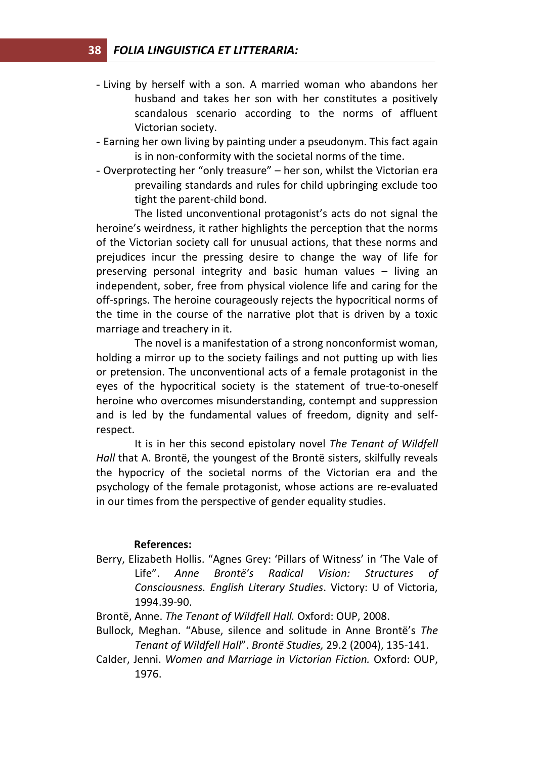- Living by herself with a son. A married woman who abandons her husband and takes her son with her constitutes a positively scandalous scenario according to the norms of affluent Victorian society.
- Earning her own living by painting under a pseudonym. This fact again is in non-conformity with the societal norms of the time.
- Overprotecting her "only treasure" – her son, whilst the Victorian era prevailing standards and rules for child upbringing exclude too tight the parent-child bond.

The listed unconventional protagonist's acts do not signal the heroine's weirdness, it rather highlights the perception that the norms of the Victorian society call for unusual actions, that these norms and prejudices incur the pressing desire to change the way of life for preserving personal integrity and basic human values – living an independent, sober, free from physical violence life and caring for the off-springs. The heroine courageously rejects the hypocritical norms of the time in the course of the narrative plot that is driven by a toxic marriage and treachery in it.

The novel is a manifestation of a strong nonconformist woman, holding a mirror up to the society failings and not putting up with lies or pretension. The unconventional acts of a female protagonist in the eyes of the hypocritical society is the statement of true-to-oneself heroine who overcomes misunderstanding, contempt and suppression and is led by the fundamental values of freedom, dignity and self-respect.

It is in her this second epistolary novel *The Tenant of Wildfell Hall* that A. Brontë, the youngest of the Brontë sisters, skilfully reveals the hypocricy of the societal norms of the Victorian era and the psychology of the female protagonist, whose actions are re-evaluated in our times from the perspective of gender equality studies.

**References:**

Berry, Elizabeth Hollis. "Agnes Grey: 'Pillars of Witness' in 'The Vale of Life". *Anne Brontë's Radical Vision: Structures of Consciousness. English Literary Studies*. Victory: U of Victoria, 1994.39-90.

Brontë, Anne. *The Tenant of Wildfell Hall.* Oxford: OUP, 2008.

Bullock, Meghan. "Abuse, silence and solitude in Anne Brontë's *The Tenant of Wildfell Hall*". *Brontë Studies,* 29.2 (2004), 135-141.

Calder, Jenni. *Women and Marriage in Victorian Fiction.* Oxford: OUP, 1976.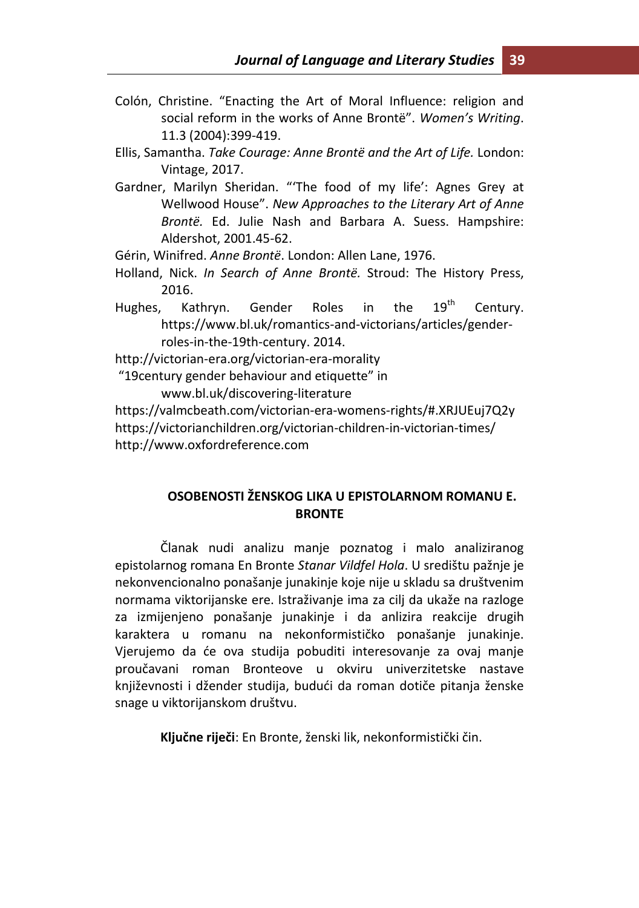Colón, Christine. "Enacting the Art of Moral Influence: religion and social reform in the works of Anne Brontë". *Women's Writing*. 11.3 (2004):399-419.

Ellis, Samantha. *Take Courage: Anne Brontë and the Art of Life.* London: Vintage, 2017.

Gardner, Marilyn Sheridan. "'The food of my life': Agnes Grey at Wellwood House". *New Approaches to the Literary Art of Anne Brontë.* Ed. Julie Nash and Barbara A. Suess. Hampshire: Aldershot, 2001.45-62.

Gérin, Winifred. *Anne Brontë*. London: Allen Lane, 1976.

Holland, Nick. *In Search of Anne Brontë*. Stroud: The History Press, 2016.

Hughes, Kathryn. Gender Roles in the 19th Century. https://www.bl.uk/romantics-and-victorians/articles/gender-roles-in-the-19th-century. 2014.

http://victorian-era.org/victorian-era-morality

"19century gender behaviour and etiquette" in www.bl.uk/discovering-literature

https://valmcbeath.com/victorian-era-womens-rights/#.XRJUEuj7Q2y

https://victorianchildren.org/victorian-children-in-victorian-times/

http://www.oxfordreference.com

## OSOBENOSTI ŽENSKOG LIKA U EPISTOLARNOM ROMANU E. BRONTE

Članak nudi analizu manje poznatog i malo analiziranog epistolarnog romana En Bronte *Stanar Vildfel Hola*. U središtu pažnje je nekonvencionalno ponašanje junakinje koje nije u skladu sa društvenim normama viktorijanske ere. Istraživanje ima za cilj da ukaže na razloge za izmijenjeno ponašanje junakinje i da anlizira reakcije drugih karaktera u romanu na nekonformističko ponašanje junakinje. Vjerujemo da će ova studija pobuditi interesovanje za ovaj manje proučavani roman Bronteove u okviru univerzitetske nastave književnosti i džender studija, budući da roman dotiče pitanja ženske snage u viktorijanskom društvu.

**Ključne riječi**: En Bronte, ženski lik, nekonformistički čin.